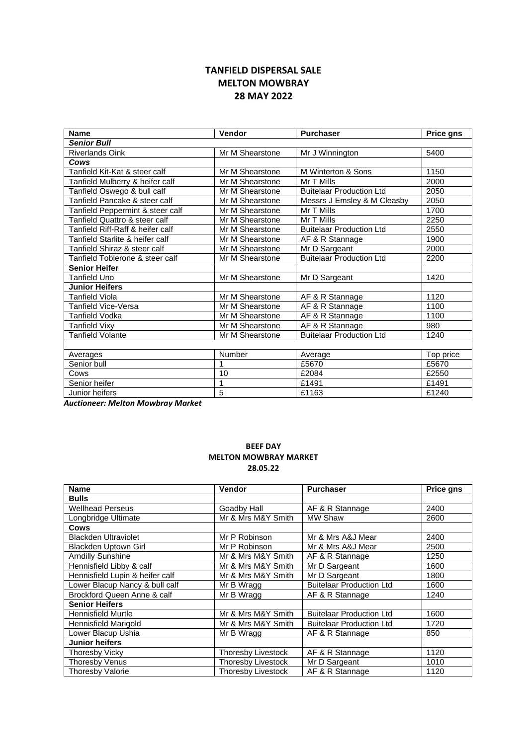# TANFIELD DISPERSAL SALE
## MELTON MOWBRAY
## 28 MAY 2022

| Name | Vendor | Purchaser | Price gns |
|---|---|---|---|
| ***Senior Bull*** | | | |
| Riverlands Oink | Mr M Shearstone | Mr J Winnington | 5400 |
| ***Cows*** | | | |
| Tanfield Kit-Kat & steer calf | Mr M Shearstone | M Winterton & Sons | 1150 |
| Tanfield Mulberry & heifer calf | Mr M Shearstone | Mr T Mills | 2000 |
| Tanfield Oswego & bull calf | Mr M Shearstone | Buitelaar Production Ltd | 2050 |
| Tanfield Pancake & steer calf | Mr M Shearstone | Messrs J Emsley & M Cleasby | 2050 |
| Tanfield Peppermint & steer calf | Mr M Shearstone | Mr T Mills | 1700 |
| Tanfield Quattro & steer calf | Mr M Shearstone | Mr T Mills | 2250 |
| Tanfield Riff-Raff & heifer calf | Mr M Shearstone | Buitelaar Production Ltd | 2550 |
| Tanfield Starlite & heifer calf | Mr M Shearstone | AF & R Stannage | 1900 |
| Tanfield Shiraz & steer calf | Mr M Shearstone | Mr D Sargeant | 2000 |
| Tanfield Toblerone & steer calf | Mr M Shearstone | Buitelaar Production Ltd | 2200 |
| **Senior Heifer** | | | |
| Tanfield Uno | Mr M Shearstone | Mr D Sargeant | 1420 |
| **Junior Heifers** | | | |
| Tanfield Viola | Mr M Shearstone | AF & R Stannage | 1120 |
| Tanfield Vice-Versa | Mr M Shearstone | AF & R Stannage | 1100 |
| Tanfield Vodka | Mr M Shearstone | AF & R Stannage | 1100 |
| Tanfield Vixy | Mr M Shearstone | AF & R Stannage | 980 |
| Tanfield Volante | Mr M Shearstone | Buitelaar Production Ltd | 1240 |
| | | | |
| Averages | Number | Average | Top price |
| Senior bull | 1 | £5670 | £5670 |
| Cows | 10 | £2084 | £2550 |
| Senior heifer | 1 | £1491 | £1491 |
| Junior heifers | 5 | £1163 | £1240 |

***Auctioneer: Melton Mowbray Market***

## BEEF DAY
## MELTON MOWBRAY MARKET
## 28.05.22

| Name | Vendor | Purchaser | Price gns |
|---|---|---|---|
| **Bulls** | | | |
| Wellhead Perseus | Goadby Hall | AF & R Stannage | 2400 |
| Longbridge Ultimate | Mr & Mrs M&Y Smith | MW Shaw | 2600 |
| **Cows** | | | |
| Blackden Ultraviolet | Mr P Robinson | Mr & Mrs A&J Mear | 2400 |
| Blackden Uptown Girl | Mr P Robinson | Mr & Mrs A&J Mear | 2500 |
| Arndilly Sunshine | Mr & Mrs M&Y Smith | AF & R Stannage | 1250 |
| Hennisfield Libby & calf | Mr & Mrs M&Y Smith | Mr D Sargeant | 1600 |
| Hennisfield Lupin & heifer calf | Mr & Mrs M&Y Smith | Mr D Sargeant | 1800 |
| Lower Blacup Nancy & bull calf | Mr B Wragg | Buitelaar Production Ltd | 1600 |
| Brockford Queen Anne & calf | Mr B Wragg | AF & R Stannage | 1240 |
| **Senior Heifers** | | | |
| Hennisfield Murtle | Mr & Mrs M&Y Smith | Buitelaar Production Ltd | 1600 |
| Hennisfield Marigold | Mr & Mrs M&Y Smith | Buitelaar Production Ltd | 1720 |
| Lower Blacup Ushia | Mr B Wragg | AF & R Stannage | 850 |
| **Junior heifers** | | | |
| Thoresby Vicky | Thoresby Livestock | AF & R Stannage | 1120 |
| Thoresby Venus | Thoresby Livestock | Mr D Sargeant | 1010 |
| Thoresby Valorie | Thoresby Livestock | AF & R Stannage | 1120 |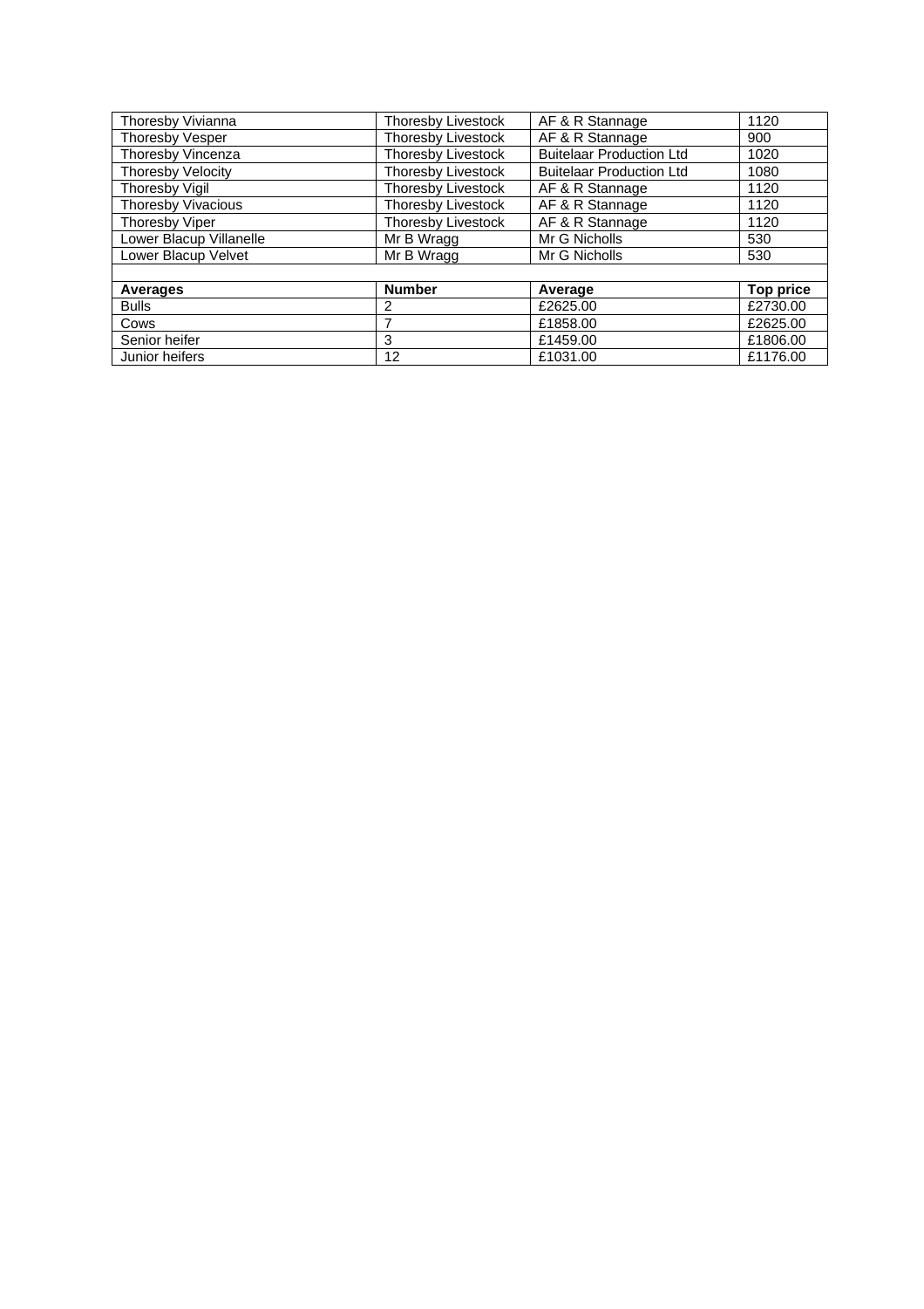| | | | |
|---|---|---|---|
| Thoresby Vivianna | Thoresby Livestock | AF & R Stannage | 1120 |
| Thoresby Vesper | Thoresby Livestock | AF & R Stannage | 900 |
| Thoresby Vincenza | Thoresby Livestock | Buitelaar Production Ltd | 1020 |
| Thoresby Velocity | Thoresby Livestock | Buitelaar Production Ltd | 1080 |
| Thoresby Vigil | Thoresby Livestock | AF & R Stannage | 1120 |
| Thoresby Vivacious | Thoresby Livestock | AF & R Stannage | 1120 |
| Thoresby Viper | Thoresby Livestock | AF & R Stannage | 1120 |
| Lower Blacup Villanelle | Mr B Wragg | Mr G Nicholls | 530 |
| Lower Blacup Velvet | Mr B Wragg | Mr G Nicholls | 530 |
| | | | |
| **Averages** | **Number** | **Average** | **Top price** |
| Bulls | 2 | £2625.00 | £2730.00 |
| Cows | 7 | £1858.00 | £2625.00 |
| Senior heifer | 3 | £1459.00 | £1806.00 |
| Junior heifers | 12 | £1031.00 | £1176.00 |